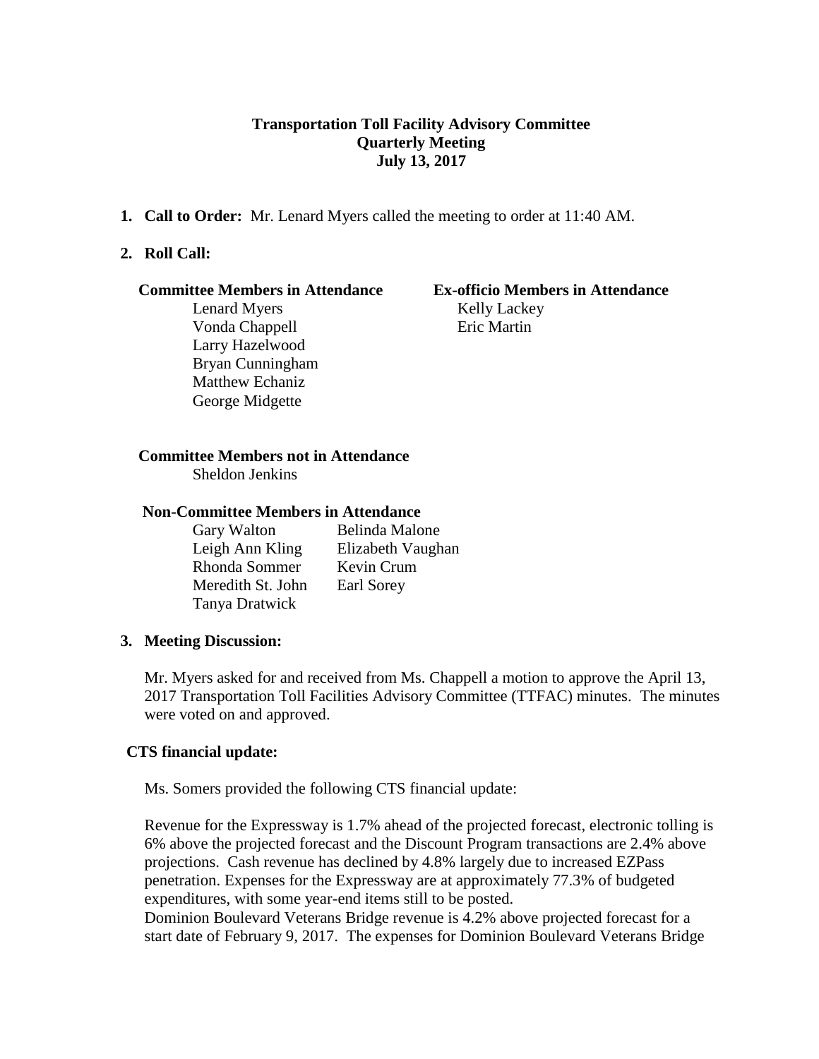**Transportation Toll Facility Advisory Committee**
**Quarterly Meeting**
**July 13, 2017**

1. **Call to Order:** Mr. Lenard Myers called the meeting to order at 11:40 AM.

2. **Roll Call:**

**Committee Members in Attendance**

Lenard Myers
Vonda Chappell
Larry Hazelwood
Bryan Cunningham
Matthew Echaniz
George Midgette

**Ex-officio Members in Attendance**

Kelly Lackey
Eric Martin

**Committee Members not in Attendance**

Sheldon Jenkins

**Non-Committee Members in Attendance**

Gary Walton
Leigh Ann Kling
Rhonda Sommer
Meredith St. John
Tanya Dratwick
Belinda Malone
Elizabeth Vaughan
Kevin Crum
Earl Sorey

3. **Meeting Discussion:**

Mr. Myers asked for and received from Ms. Chappell a motion to approve the April 13, 2017 Transportation Toll Facilities Advisory Committee (TTFAC) minutes. The minutes were voted on and approved.

**CTS financial update:**

Ms. Somers provided the following CTS financial update:

Revenue for the Expressway is 1.7% ahead of the projected forecast, electronic tolling is 6% above the projected forecast and the Discount Program transactions are 2.4% above projections. Cash revenue has declined by 4.8% largely due to increased EZPass penetration. Expenses for the Expressway are at approximately 77.3% of budgeted expenditures, with some year-end items still to be posted.
Dominion Boulevard Veterans Bridge revenue is 4.2% above projected forecast for a start date of February 9, 2017. The expenses for Dominion Boulevard Veterans Bridge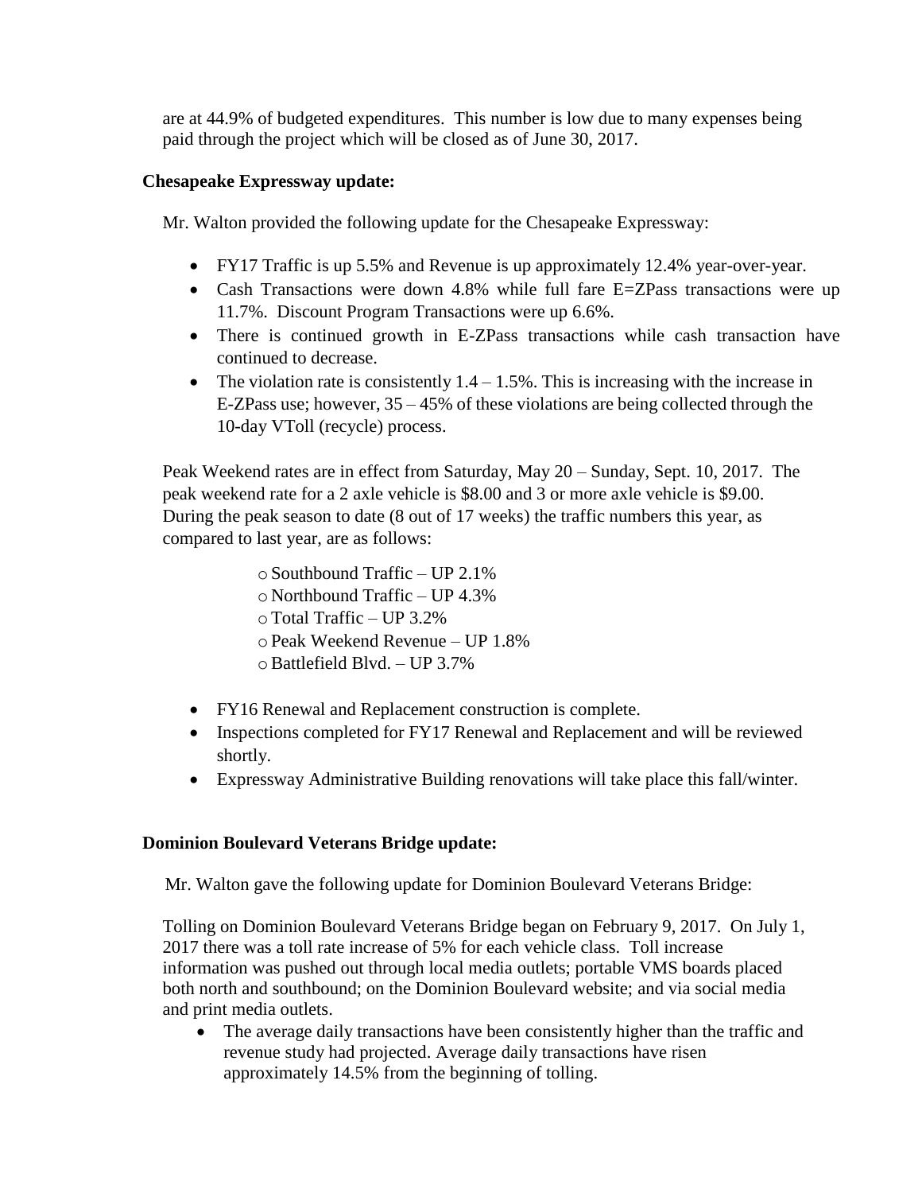are at 44.9% of budgeted expenditures. This number is low due to many expenses being paid through the project which will be closed as of June 30, 2017.

**Chesapeake Expressway update:**

Mr. Walton provided the following update for the Chesapeake Expressway:

- FY17 Traffic is up 5.5% and Revenue is up approximately 12.4% year-over-year.
- Cash Transactions were down 4.8% while full fare E=ZPass transactions were up 11.7%. Discount Program Transactions were up 6.6%.
- There is continued growth in E-ZPass transactions while cash transaction have continued to decrease.
- The violation rate is consistently 1.4 – 1.5%. This is increasing with the increase in E-ZPass use; however, 35 – 45% of these violations are being collected through the 10-day VToll (recycle) process.

Peak Weekend rates are in effect from Saturday, May 20 – Sunday, Sept. 10, 2017. The peak weekend rate for a 2 axle vehicle is $8.00 and 3 or more axle vehicle is $9.00. During the peak season to date (8 out of 17 weeks) the traffic numbers this year, as compared to last year, are as follows:

- Southbound Traffic – UP 2.1%
- Northbound Traffic – UP 4.3%
- Total Traffic – UP 3.2%
- Peak Weekend Revenue – UP 1.8%
- Battlefield Blvd. – UP 3.7%

- FY16 Renewal and Replacement construction is complete.
- Inspections completed for FY17 Renewal and Replacement and will be reviewed shortly.
- Expressway Administrative Building renovations will take place this fall/winter.

**Dominion Boulevard Veterans Bridge update:**

Mr. Walton gave the following update for Dominion Boulevard Veterans Bridge:

Tolling on Dominion Boulevard Veterans Bridge began on February 9, 2017. On July 1, 2017 there was a toll rate increase of 5% for each vehicle class. Toll increase information was pushed out through local media outlets; portable VMS boards placed both north and southbound; on the Dominion Boulevard website; and via social media and print media outlets.

- The average daily transactions have been consistently higher than the traffic and revenue study had projected. Average daily transactions have risen approximately 14.5% from the beginning of tolling.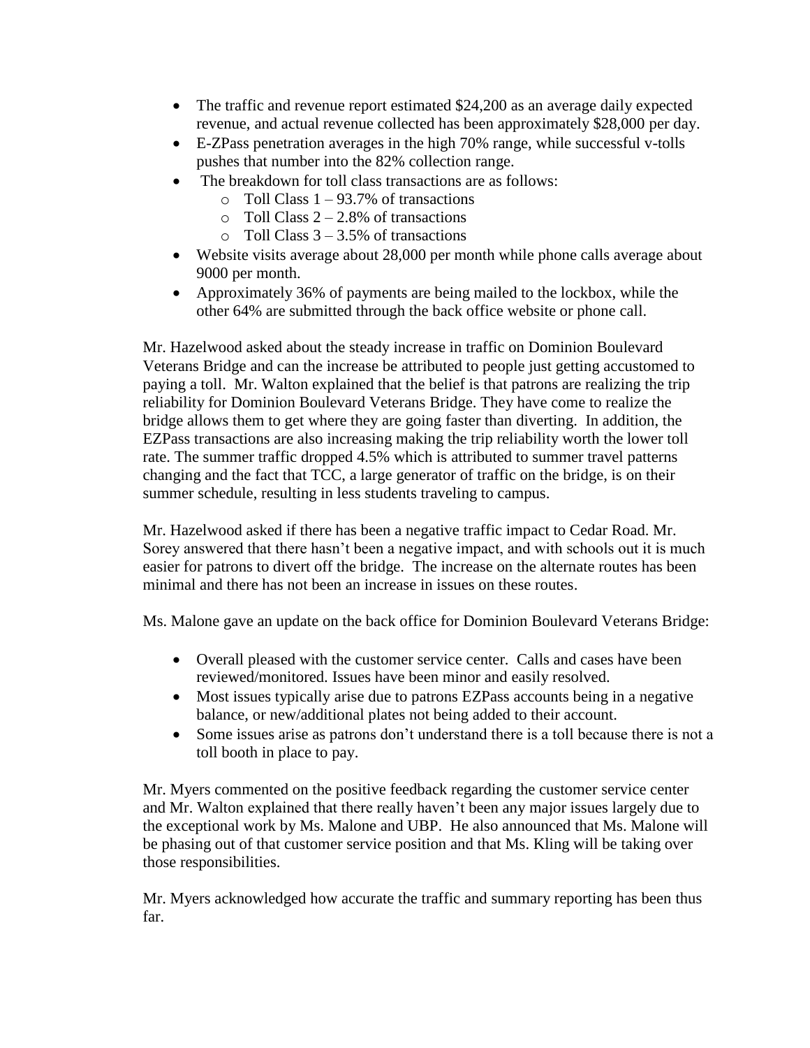- The traffic and revenue report estimated $24,200 as an average daily expected revenue, and actual revenue collected has been approximately $28,000 per day.
- E-ZPass penetration averages in the high 70% range, while successful v-tolls pushes that number into the 82% collection range.
- The breakdown for toll class transactions are as follows:
    - Toll Class 1 – 93.7% of transactions
    - Toll Class 2 – 2.8% of transactions
    - Toll Class 3 – 3.5% of transactions
- Website visits average about 28,000 per month while phone calls average about 9000 per month.
- Approximately 36% of payments are being mailed to the lockbox, while the other 64% are submitted through the back office website or phone call.

Mr. Hazelwood asked about the steady increase in traffic on Dominion Boulevard Veterans Bridge and can the increase be attributed to people just getting accustomed to paying a toll. Mr. Walton explained that the belief is that patrons are realizing the trip reliability for Dominion Boulevard Veterans Bridge. They have come to realize the bridge allows them to get where they are going faster than diverting. In addition, the EZPass transactions are also increasing making the trip reliability worth the lower toll rate. The summer traffic dropped 4.5% which is attributed to summer travel patterns changing and the fact that TCC, a large generator of traffic on the bridge, is on their summer schedule, resulting in less students traveling to campus.

Mr. Hazelwood asked if there has been a negative traffic impact to Cedar Road. Mr. Sorey answered that there hasn't been a negative impact, and with schools out it is much easier for patrons to divert off the bridge. The increase on the alternate routes has been minimal and there has not been an increase in issues on these routes.

Ms. Malone gave an update on the back office for Dominion Boulevard Veterans Bridge:

- Overall pleased with the customer service center. Calls and cases have been reviewed/monitored. Issues have been minor and easily resolved.
- Most issues typically arise due to patrons EZPass accounts being in a negative balance, or new/additional plates not being added to their account.
- Some issues arise as patrons don't understand there is a toll because there is not a toll booth in place to pay.

Mr. Myers commented on the positive feedback regarding the customer service center and Mr. Walton explained that there really haven't been any major issues largely due to the exceptional work by Ms. Malone and UBP. He also announced that Ms. Malone will be phasing out of that customer service position and that Ms. Kling will be taking over those responsibilities.

Mr. Myers acknowledged how accurate the traffic and summary reporting has been thus far.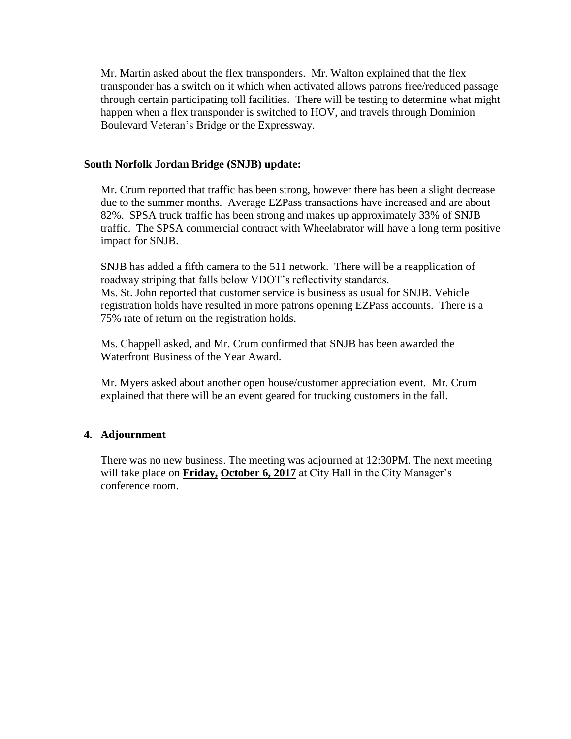Mr. Martin asked about the flex transponders. Mr. Walton explained that the flex transponder has a switch on it which when activated allows patrons free/reduced passage through certain participating toll facilities. There will be testing to determine what might happen when a flex transponder is switched to HOV, and travels through Dominion Boulevard Veteran's Bridge or the Expressway.

**South Norfolk Jordan Bridge (SNJB) update:**

Mr. Crum reported that traffic has been strong, however there has been a slight decrease due to the summer months. Average EZPass transactions have increased and are about 82%. SPSA truck traffic has been strong and makes up approximately 33% of SNJB traffic. The SPSA commercial contract with Wheelabrator will have a long term positive impact for SNJB.

SNJB has added a fifth camera to the 511 network. There will be a reapplication of roadway striping that falls below VDOT's reflectivity standards.
Ms. St. John reported that customer service is business as usual for SNJB. Vehicle registration holds have resulted in more patrons opening EZPass accounts. There is a 75% rate of return on the registration holds.

Ms. Chappell asked, and Mr. Crum confirmed that SNJB has been awarded the Waterfront Business of the Year Award.

Mr. Myers asked about another open house/customer appreciation event. Mr. Crum explained that there will be an event geared for trucking customers in the fall.

**4. Adjournment**

There was no new business. The meeting was adjourned at 12:30PM. The next meeting will take place on **Friday, October 6, 2017** at City Hall in the City Manager's conference room.